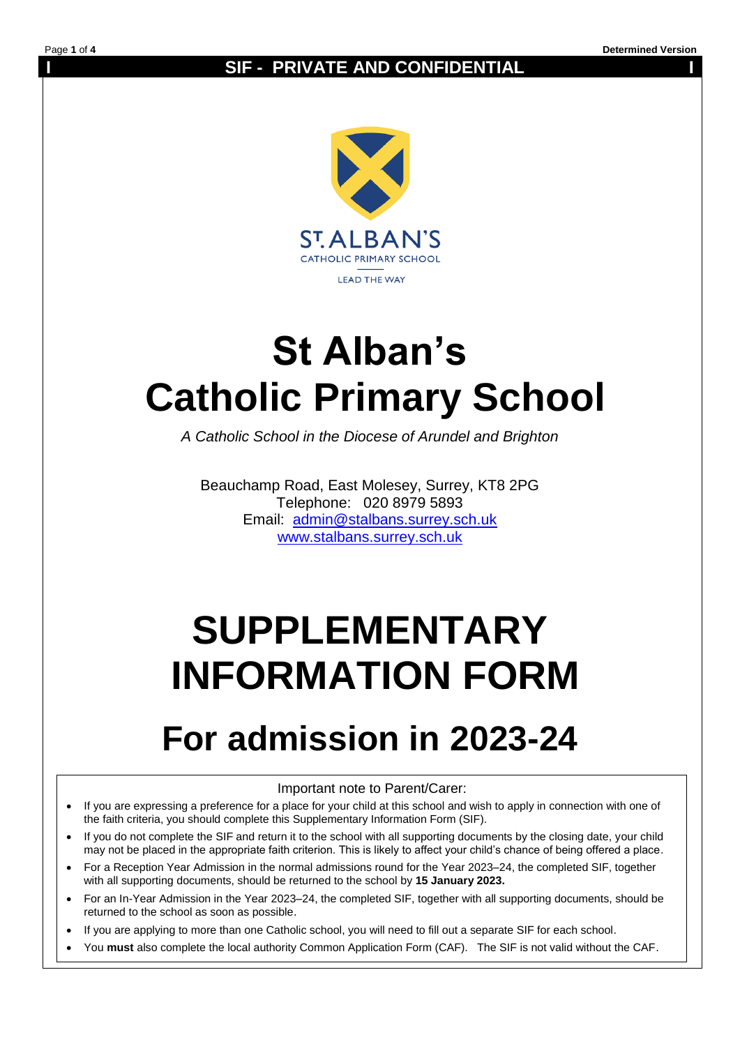**SIF - PRIVATE AND CONFIDENTIAL**

ST. ALBAN'S
CATHOLIC PRIMARY SCHOOL
LEAD THE WAY

# St Alban's Catholic Primary School

*A Catholic School in the Diocese of Arundel and Brighton*

Beauchamp Road, East Molesey, Surrey, KT8 2PG
Telephone: 020 8979 5893
Email: admin@stalbans.surrey.sch.uk
www.stalbans.surrey.sch.uk

# SUPPLEMENTARY INFORMATION FORM

## For admission in 2023-24

Important note to Parent/Carer:

- If you are expressing a preference for a place for your child at this school and wish to apply in connection with one of the faith criteria, you should complete this Supplementary Information Form (SIF).
- If you do not complete the SIF and return it to the school with all supporting documents by the closing date, your child may not be placed in the appropriate faith criterion. This is likely to affect your child's chance of being offered a place.
- For a Reception Year Admission in the normal admissions round for the Year 2023–24, the completed SIF, together with all supporting documents, should be returned to the school by **15 January 2023.**
- For an In-Year Admission in the Year 2023–24, the completed SIF, together with all supporting documents, should be returned to the school as soon as possible.
- If you are applying to more than one Catholic school, you will need to fill out a separate SIF for each school.
- You **must** also complete the local authority Common Application Form (CAF). The SIF is not valid without the CAF.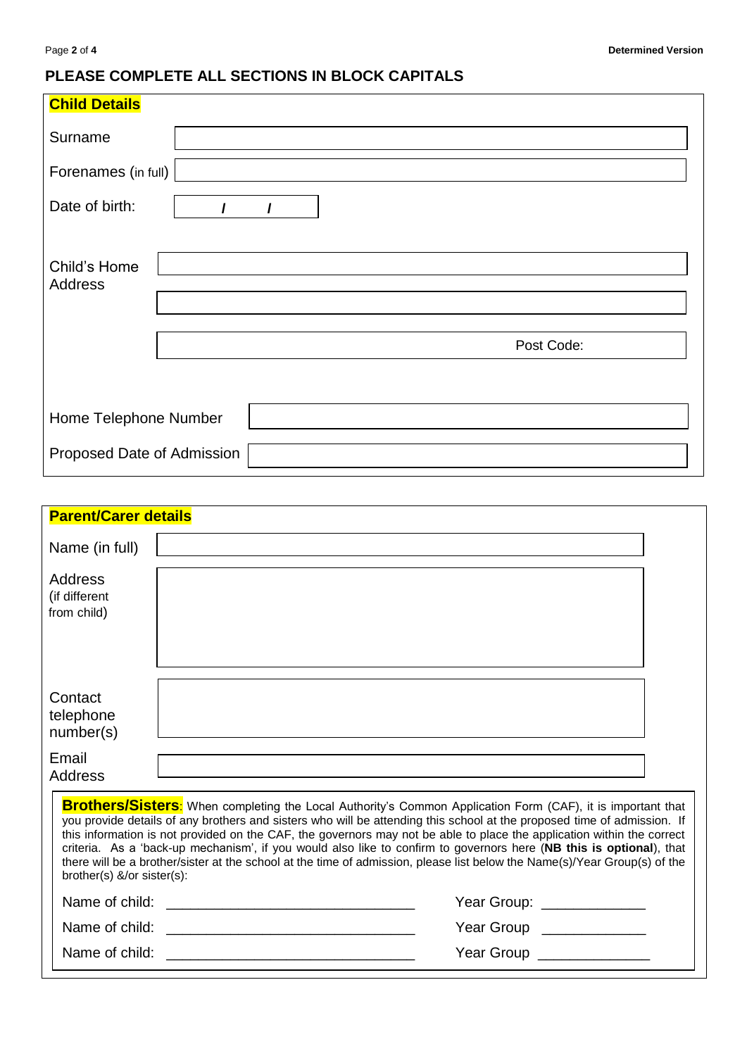## PLEASE COMPLETE ALL SECTIONS IN BLOCK CAPITALS

### Child Details

| | |
|---|---|
| Surname | |
| Forenames (in full) | |
| Date of birth: | / / |
| Child's Home Address | |
| | |
| | Post Code: |
| Home Telephone Number | |
| Proposed Date of Admission | |

### Parent/Carer details

| | |
|---|---|
| Name (in full) | |
| Address (if different from child) | |
| Contact telephone number(s) | |
| Email Address | |

**Brothers/Sisters**: When completing the Local Authority's Common Application Form (CAF), it is important that you provide details of any brothers and sisters who will be attending this school at the proposed time of admission. If this information is not provided on the CAF, the governors may not be able to place the application within the correct criteria. As a 'back-up mechanism', if you would also like to confirm to governors here (**NB this is optional**), that there will be a brother/sister at the school at the time of admission, please list below the Name(s)/Year Group(s) of the brother(s) &/or sister(s):

Name of child: _______________________________ Year Group: ____________

Name of child: _______________________________ Year Group ____________

Name of child: _______________________________ Year Group _____________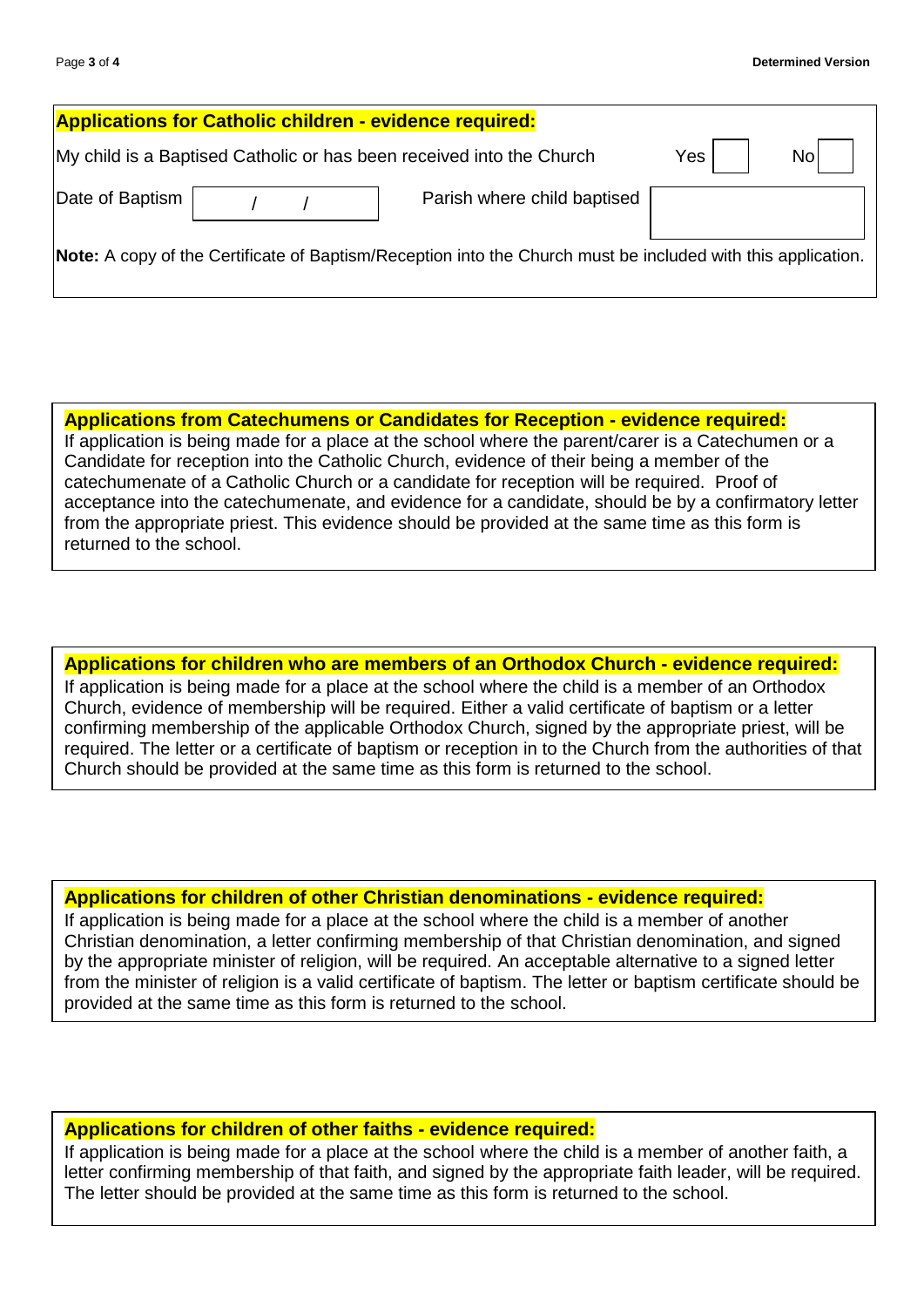**Applications for Catholic children - evidence required:**

My child is a Baptised Catholic or has been received into the Church    Yes ☐    No ☐

Date of Baptism  ___ / ___ / ___    Parish where child baptised ____________________

**Note:** A copy of the Certificate of Baptism/Reception into the Church must be included with this application.

**Applications from Catechumens or Candidates for Reception - evidence required:**

If application is being made for a place at the school where the parent/carer is a Catechumen or a Candidate for reception into the Catholic Church, evidence of their being a member of the catechumenate of a Catholic Church or a candidate for reception will be required. Proof of acceptance into the catechumenate, and evidence for a candidate, should be by a confirmatory letter from the appropriate priest. This evidence should be provided at the same time as this form is returned to the school.

**Applications for children who are members of an Orthodox Church - evidence required:**

If application is being made for a place at the school where the child is a member of an Orthodox Church, evidence of membership will be required. Either a valid certificate of baptism or a letter confirming membership of the applicable Orthodox Church, signed by the appropriate priest, will be required. The letter or a certificate of baptism or reception in to the Church from the authorities of that Church should be provided at the same time as this form is returned to the school.

**Applications for children of other Christian denominations - evidence required:**

If application is being made for a place at the school where the child is a member of another Christian denomination, a letter confirming membership of that Christian denomination, and signed by the appropriate minister of religion, will be required. An acceptable alternative to a signed letter from the minister of religion is a valid certificate of baptism. The letter or baptism certificate should be provided at the same time as this form is returned to the school.

**Applications for children of other faiths - evidence required:**

If application is being made for a place at the school where the child is a member of another faith, a letter confirming membership of that faith, and signed by the appropriate faith leader, will be required. The letter should be provided at the same time as this form is returned to the school.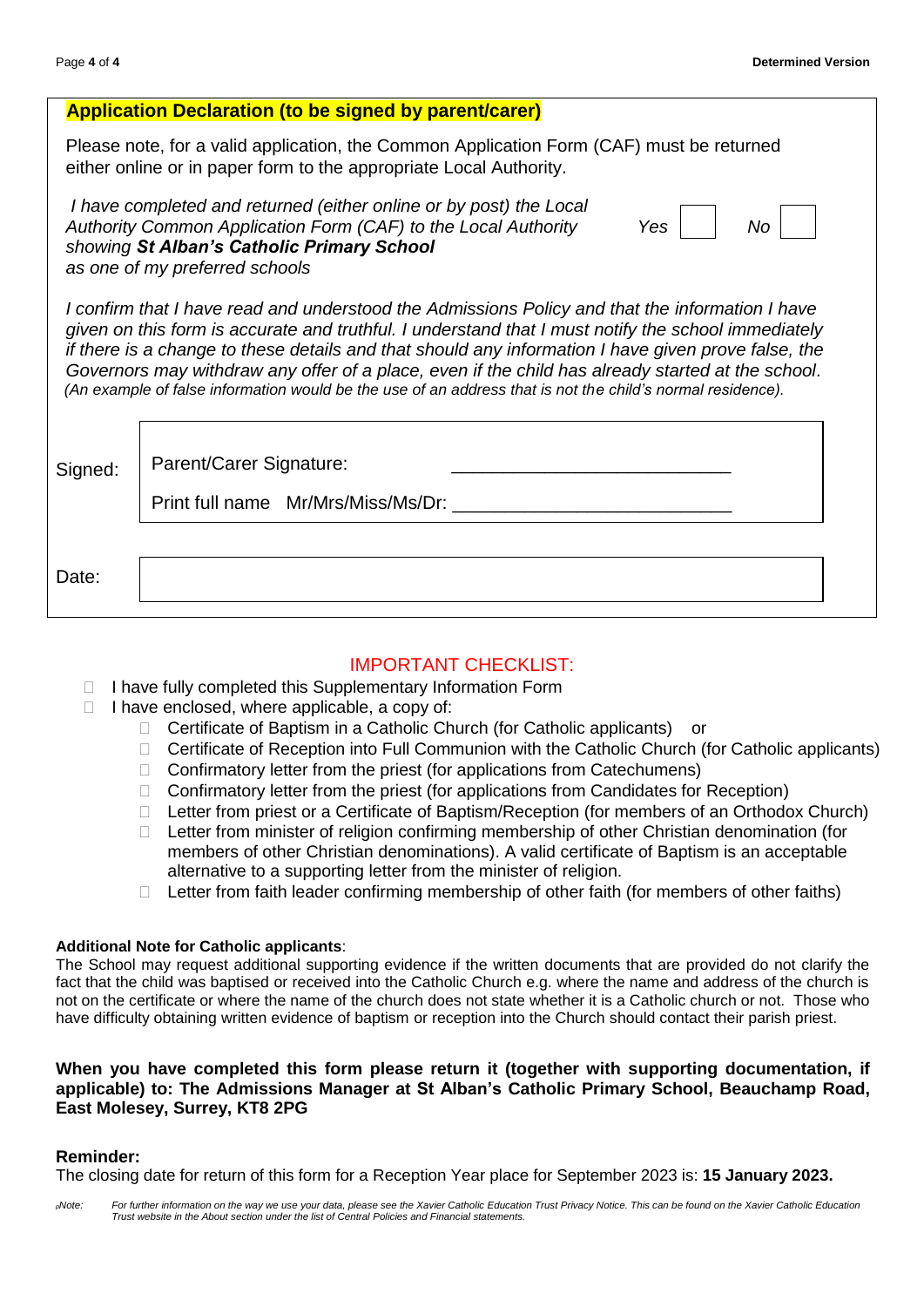## Application Declaration (to be signed by parent/carer)

Please note, for a valid application, the Common Application Form (CAF) must be returned either online or in paper form to the appropriate Local Authority.

*I have completed and returned (either online or by post) the Local Authority Common Application Form (CAF) to the Local Authority showing* ***St Alban's Catholic Primary School*** *as one of my preferred schools* — *Yes* ☐ *No* ☐

*I confirm that I have read and understood the Admissions Policy and that the information I have given on this form is accurate and truthful. I understand that I must notify the school immediately if there is a change to these details and that should any information I have given prove false, the Governors may withdraw any offer of a place, even if the child has already started at the school. (An example of false information would be the use of an address that is not the child's normal residence).*

Signed: Parent/Carer Signature: ___________________________

Print full name Mr/Mrs/Miss/Ms/Dr: ___________________________

Date:

### IMPORTANT CHECKLIST:

- ☐ I have fully completed this Supplementary Information Form
- ☐ I have enclosed, where applicable, a copy of:
  - ☐ Certificate of Baptism in a Catholic Church (for Catholic applicants) or
  - ☐ Certificate of Reception into Full Communion with the Catholic Church (for Catholic applicants)
  - ☐ Confirmatory letter from the priest (for applications from Catechumens)
  - ☐ Confirmatory letter from the priest (for applications from Candidates for Reception)
  - ☐ Letter from priest or a Certificate of Baptism/Reception (for members of an Orthodox Church)
  - ☐ Letter from minister of religion confirming membership of other Christian denomination (for members of other Christian denominations). A valid certificate of Baptism is an acceptable alternative to a supporting letter from the minister of religion.
  - ☐ Letter from faith leader confirming membership of other faith (for members of other faiths)

**Additional Note for Catholic applicants**:
The School may request additional supporting evidence if the written documents that are provided do not clarify the fact that the child was baptised or received into the Catholic Church e.g. where the name and address of the church is not on the certificate or where the name of the church does not state whether it is a Catholic church or not. Those who have difficulty obtaining written evidence of baptism or reception into the Church should contact their parish priest.

**When you have completed this form please return it (together with supporting documentation, if applicable) to: The Admissions Manager at St Alban's Catholic Primary School, Beauchamp Road, East Molesey, Surrey, KT8 2PG**

**Reminder:**
The closing date for return of this form for a Reception Year place for September 2023 is: **15 January 2023.**

*Note: For further information on the way we use your data, please see the Xavier Catholic Education Trust Privacy Notice. This can be found on the Xavier Catholic Education Trust website in the About section under the list of Central Policies and Financial statements.*